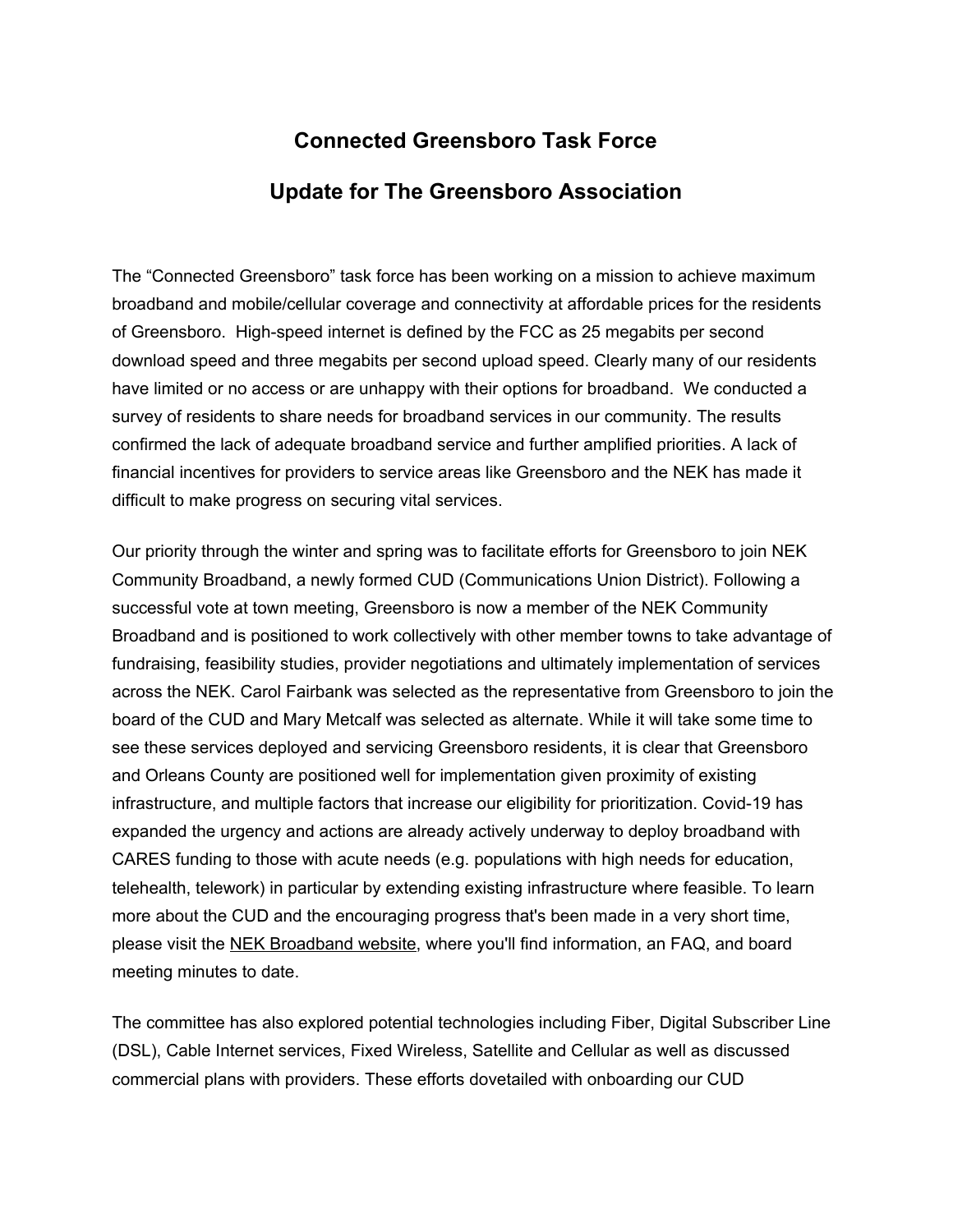# Connected Greensboro Task Force

## Update for The Greensboro Association

The "Connected Greensboro" task force has been working on a mission to achieve maximum broadband and mobile/cellular coverage and connectivity at affordable prices for the residents of Greensboro. High-speed internet is defined by the FCC as 25 megabits per second download speed and three megabits per second upload speed. Clearly many of our residents have limited or no access or are unhappy with their options for broadband. We conducted a survey of residents to share needs for broadband services in our community. The results confirmed the lack of adequate broadband service and further amplified priorities. A lack of financial incentives for providers to service areas like Greensboro and the NEK has made it difficult to make progress on securing vital services.

Our priority through the winter and spring was to facilitate efforts for Greensboro to join NEK Community Broadband, a newly formed CUD (Communications Union District). Following a successful vote at town meeting, Greensboro is now a member of the NEK Community Broadband and is positioned to work collectively with other member towns to take advantage of fundraising, feasibility studies, provider negotiations and ultimately implementation of services across the NEK. Carol Fairbank was selected as the representative from Greensboro to join the board of the CUD and Mary Metcalf was selected as alternate. While it will take some time to see these services deployed and servicing Greensboro residents, it is clear that Greensboro and Orleans County are positioned well for implementation given proximity of existing infrastructure, and multiple factors that increase our eligibility for prioritization. Covid-19 has expanded the urgency and actions are already actively underway to deploy broadband with CARES funding to those with acute needs (e.g. populations with high needs for education, telehealth, telework) in particular by extending existing infrastructure where feasible. To learn more about the CUD and the encouraging progress that's been made in a very short time, please visit the NEK Broadband website, where you'll find information, an FAQ, and board meeting minutes to date.

The committee has also explored potential technologies including Fiber, Digital Subscriber Line (DSL), Cable Internet services, Fixed Wireless, Satellite and Cellular as well as discussed commercial plans with providers. These efforts dovetailed with onboarding our CUD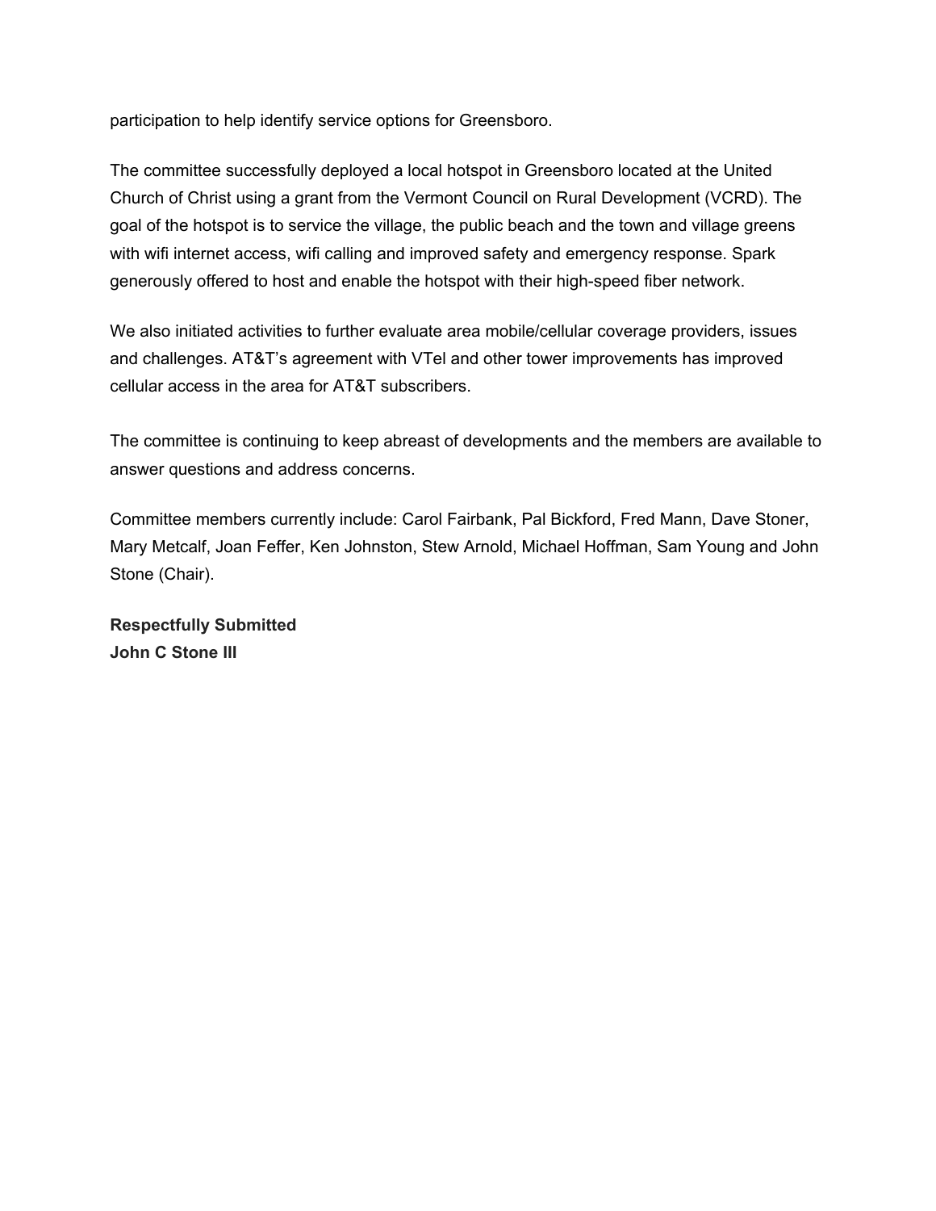participation to help identify service options for Greensboro.

The committee successfully deployed a local hotspot in Greensboro located at the United Church of Christ using a grant from the Vermont Council on Rural Development (VCRD). The goal of the hotspot is to service the village, the public beach and the town and village greens with wifi internet access, wifi calling and improved safety and emergency response. Spark generously offered to host and enable the hotspot with their high-speed fiber network.

We also initiated activities to further evaluate area mobile/cellular coverage providers, issues and challenges. AT&T's agreement with VTel and other tower improvements has improved cellular access in the area for AT&T subscribers.

The committee is continuing to keep abreast of developments and the members are available to answer questions and address concerns.

Committee members currently include: Carol Fairbank, Pal Bickford, Fred Mann, Dave Stoner, Mary Metcalf, Joan Feffer, Ken Johnston, Stew Arnold, Michael Hoffman, Sam Young and John Stone (Chair).

**Respectfully Submitted**
**John C Stone III**